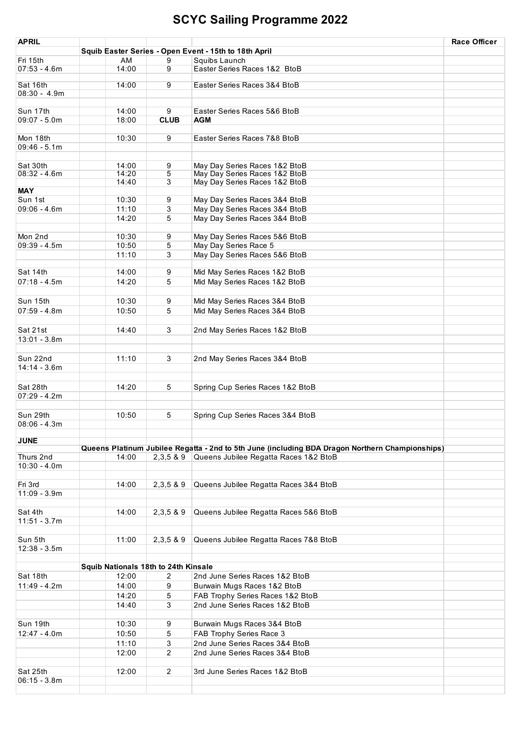# SCYC Sailing Programme 2022

| APRIL | | | | | Race Officer |
|---|---|---|---|---|---|
| | Squib Easter Series - Open Event - 15th to 18th April | | | | |
| Fri 15th | | AM | 9 | Squibs Launch | |
| 07:53 - 4.6m | | 14:00 | 9 | Easter Series Races 1&2 BtoB | |
| | | | | | |
| Sat 16th | | 14:00 | 9 | Easter Series Races 3&4 BtoB | |
| 08:30 - 4.9m | | | | | |
| | | | | | |
| Sun 17th | | 14:00 | 9 | Easter Series Races 5&6 BtoB | |
| 09:07 - 5.0m | | 18:00 | **CLUB** | **AGM** | |
| | | | | | |
| Mon 18th | | 10:30 | 9 | Easter Series Races 7&8 BtoB | |
| 09:46 - 5.1m | | | | | |
| | | | | | |
| Sat 30th | | 14:00 | 9 | May Day Series Races 1&2 BtoB | |
| 08:32 - 4.6m | | 14:20 | 5 | May Day Series Races 1&2 BtoB | |
| | | 14:40 | 3 | May Day Series Races 1&2 BtoB | |
| **MAY** | | | | | |
| Sun 1st | | 10:30 | 9 | May Day Series Races 3&4 BtoB | |
| 09:06 - 4.6m | | 11:10 | 3 | May Day Series Races 3&4 BtoB | |
| | | 14:20 | 5 | May Day Series Races 3&4 BtoB | |
| | | | | | |
| Mon 2nd | | 10:30 | 9 | May Day Series Races 5&6 BtoB | |
| 09:39 - 4.5m | | 10:50 | 5 | May Day Series Race 5 | |
| | | 11:10 | 3 | May Day Series Races 5&6 BtoB | |
| | | | | | |
| Sat 14th | | 14:00 | 9 | Mid May Series Races 1&2 BtoB | |
| 07:18 - 4.5m | | 14:20 | 5 | Mid May Series Races 1&2 BtoB | |
| | | | | | |
| Sun 15th | | 10:30 | 9 | Mid May Series Races 3&4 BtoB | |
| 07:59 - 4.8m | | 10:50 | 5 | Mid May Series Races 3&4 BtoB | |
| | | | | | |
| Sat 21st | | 14:40 | 3 | 2nd May Series Races 1&2 BtoB | |
| 13:01 - 3.8m | | | | | |
| | | | | | |
| Sun 22nd | | 11:10 | 3 | 2nd May Series Races 3&4 BtoB | |
| 14:14 - 3.6m | | | | | |
| | | | | | |
| Sat 28th | | 14:20 | 5 | Spring Cup Series Races 1&2 BtoB | |
| 07:29 - 4.2m | | | | | |
| | | | | | |
| Sun 29th | | 10:50 | 5 | Spring Cup Series Races 3&4 BtoB | |
| 08:06 - 4.3m | | | | | |
| | | | | | |
| **JUNE** | | | | | |
| | Queens Platinum Jubilee Regatta - 2nd to 5th June (including BDA Dragon Northern Championships) | | | | |
| Thurs 2nd | | 14:00 | 2,3,5 & 9 | Queens Jubilee Regatta Races 1&2 BtoB | |
| 10:30 - 4.0m | | | | | |
| | | | | | |
| Fri 3rd | | 14:00 | 2,3,5 & 9 | Queens Jubilee Regatta Races 3&4 BtoB | |
| 11:09 - 3.9m | | | | | |
| | | | | | |
| Sat 4th | | 14:00 | 2,3,5 & 9 | Queens Jubilee Regatta Races 5&6 BtoB | |
| 11:51 - 3.7m | | | | | |
| | | | | | |
| Sun 5th | | 11:00 | 2,3,5 & 9 | Queens Jubilee Regatta Races 7&8 BtoB | |
| 12:38 - 3.5m | | | | | |
| | | | | | |
| | Squib Nationals 18th to 24th Kinsale | | | | |
| Sat 18th | | 12:00 | 2 | 2nd June Series Races 1&2 BtoB | |
| 11:49 - 4.2m | | 14:00 | 9 | Burwain Mugs Races 1&2 BtoB | |
| | | 14:20 | 5 | FAB Trophy Series Races 1&2 BtoB | |
| | | 14:40 | 3 | 2nd June Series Races 1&2 BtoB | |
| | | | | | |
| Sun 19th | | 10:30 | 9 | Burwain Mugs Races 3&4 BtoB | |
| 12:47 - 4.0m | | 10:50 | 5 | FAB Trophy Series Race 3 | |
| | | 11:10 | 3 | 2nd June Series Races 3&4 BtoB | |
| | | 12:00 | 2 | 2nd June Series Races 3&4 BtoB | |
| | | | | | |
| Sat 25th | | 12:00 | 2 | 3rd June Series Races 1&2 BtoB | |
| 06:15 - 3.8m | | | | | |
| | | | | | |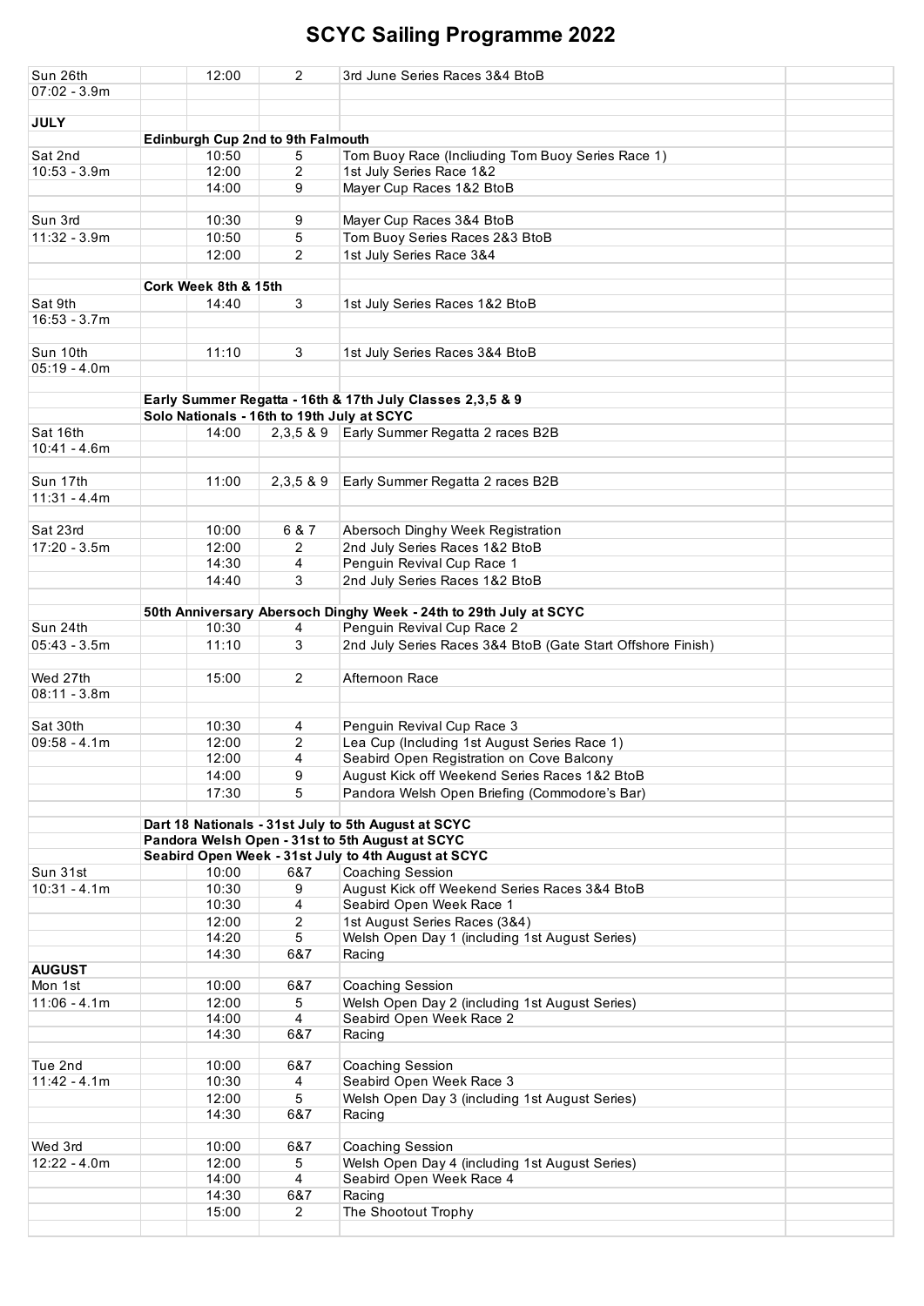# SCYC Sailing Programme 2022

| | | | | |
|---|---|---|---|---|
| Sun 26th | 12:00 | 2 | 3rd June Series Races 3&4 BtoB | |
| 07:02 - 3.9m | | | | |
| | | | | |
| **JULY** | | | | |
| | **Edinburgh Cup 2nd to 9th Falmouth** | | | |
| Sat 2nd | 10:50 | 5 | Tom Buoy Race (Incliuding Tom Buoy Series Race 1) | |
| 10:53 - 3.9m | 12:00 | 2 | 1st July Series Race 1&2 | |
| | 14:00 | 9 | Mayer Cup Races 1&2 BtoB | |
| | | | | |
| Sun 3rd | 10:30 | 9 | Mayer Cup Races 3&4 BtoB | |
| 11:32 - 3.9m | 10:50 | 5 | Tom Buoy Series Races 2&3 BtoB | |
| | 12:00 | 2 | 1st July Series Race 3&4 | |
| | | | | |
| | **Cork Week 8th & 15th** | | | |
| Sat 9th | 14:40 | 3 | 1st July Series Races 1&2 BtoB | |
| 16:53 - 3.7m | | | | |
| | | | | |
| Sun 10th | 11:10 | 3 | 1st July Series Races 3&4 BtoB | |
| 05:19 - 4.0m | | | | |
| | | | | |
| | **Early Summer Regatta - 16th & 17th July Classes 2,3,5 & 9** | | | |
| | **Solo Nationals - 16th to 19th July at SCYC** | | | |
| Sat 16th | 14:00 | 2,3,5 & 9 | Early Summer Regatta 2 races B2B | |
| 10:41 - 4.6m | | | | |
| | | | | |
| Sun 17th | 11:00 | 2,3,5 & 9 | Early Summer Regatta 2 races B2B | |
| 11:31 - 4.4m | | | | |
| | | | | |
| Sat 23rd | 10:00 | 6 & 7 | Abersoch Dinghy Week Registration | |
| 17:20 - 3.5m | 12:00 | 2 | 2nd July Series Races 1&2 BtoB | |
| | 14:30 | 4 | Penguin Revival Cup Race 1 | |
| | 14:40 | 3 | 2nd July Series Races 1&2 BtoB | |
| | | | | |
| | **50th Anniversary Abersoch Dinghy Week - 24th to 29th July at SCYC** | | | |
| Sun 24th | 10:30 | 4 | Penguin Revival Cup Race 2 | |
| 05:43 - 3.5m | 11:10 | 3 | 2nd July Series Races 3&4 BtoB (Gate Start Offshore Finish) | |
| | | | | |
| Wed 27th | 15:00 | 2 | Afternoon Race | |
| 08:11 - 3.8m | | | | |
| | | | | |
| Sat 30th | 10:30 | 4 | Penguin Revival Cup Race 3 | |
| 09:58 - 4.1m | 12:00 | 2 | Lea Cup (Including 1st August Series Race 1) | |
| | 12:00 | 4 | Seabird Open Registration on Cove Balcony | |
| | 14:00 | 9 | August Kick off Weekend Series Races 1&2 BtoB | |
| | 17:30 | 5 | Pandora Welsh Open Briefing (Commodore's Bar) | |
| | | | | |
| | **Dart 18 Nationals - 31st July to 5th August at SCYC** | | | |
| | **Pandora Welsh Open - 31st to 5th August at SCYC** | | | |
| | **Seabird Open Week - 31st July to 4th August at SCYC** | | | |
| Sun 31st | 10:00 | 6&7 | Coaching Session | |
| 10:31 - 4.1m | 10:30 | 9 | August Kick off Weekend Series Races 3&4 BtoB | |
| | 10:30 | 4 | Seabird Open Week Race 1 | |
| | 12:00 | 2 | 1st August Series Races (3&4) | |
| | 14:20 | 5 | Welsh Open Day 1 (including 1st August Series) | |
| | 14:30 | 6&7 | Racing | |
| **AUGUST** | | | | |
| Mon 1st | 10:00 | 6&7 | Coaching Session | |
| 11:06 - 4.1m | 12:00 | 5 | Welsh Open Day 2 (including 1st August Series) | |
| | 14:00 | 4 | Seabird Open Week Race 2 | |
| | 14:30 | 6&7 | Racing | |
| | | | | |
| Tue 2nd | 10:00 | 6&7 | Coaching Session | |
| 11:42 - 4.1m | 10:30 | 4 | Seabird Open Week Race 3 | |
| | 12:00 | 5 | Welsh Open Day 3 (including 1st August Series) | |
| | 14:30 | 6&7 | Racing | |
| | | | | |
| Wed 3rd | 10:00 | 6&7 | Coaching Session | |
| 12:22 - 4.0m | 12:00 | 5 | Welsh Open Day 4 (including 1st August Series) | |
| | 14:00 | 4 | Seabird Open Week Race 4 | |
| | 14:30 | 6&7 | Racing | |
| | 15:00 | 2 | The Shootout Trophy | |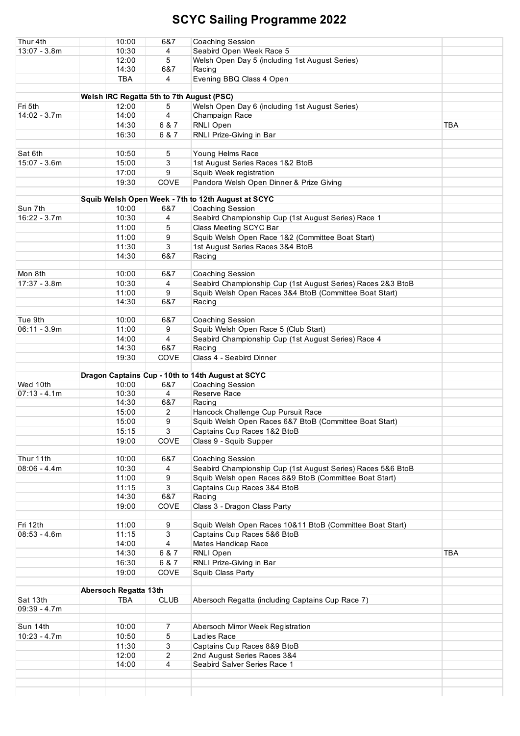# SCYC Sailing Programme 2022

| | | | | | |
|---|---|---|---|---|---|
| Thur 4th | | 10:00 | 6&7 | Coaching Session | |
| 13:07 - 3.8m | | 10:30 | 4 | Seabird Open Week Race 5 | |
| | | 12:00 | 5 | Welsh Open Day 5 (including 1st August Series) | |
| | | 14:30 | 6&7 | Racing | |
| | | TBA | 4 | Evening BBQ Class 4 Open | |
| | | | | | |
| | **Welsh IRC Regatta 5th to 7th August (PSC)** | | | | |
| Fri 5th | | 12:00 | 5 | Welsh Open Day 6 (including 1st August Series) | |
| 14:02 - 3.7m | | 14:00 | 4 | Champaign Race | |
| | | 14:30 | 6 & 7 | RNLI Open | TBA |
| | | 16:30 | 6 & 7 | RNLI Prize-Giving in Bar | |
| | | | | | |
| Sat 6th | | 10:50 | 5 | Young Helms Race | |
| 15:07 - 3.6m | | 15:00 | 3 | 1st August Series Races 1&2 BtoB | |
| | | 17:00 | 9 | Squib Week registration | |
| | | 19:30 | COVE | Pandora Welsh Open Dinner & Prize Giving | |
| | | | | | |
| | **Squib Welsh Open Week - 7th to 12th August at SCYC** | | | | |
| Sun 7th | | 10:00 | 6&7 | Coaching Session | |
| 16:22 - 3.7m | | 10:30 | 4 | Seabird Championship Cup (1st August Series) Race 1 | |
| | | 11:00 | 5 | Class Meeting SCYC Bar | |
| | | 11:00 | 9 | Squib Welsh Open Race 1&2 (Committee Boat Start) | |
| | | 11:30 | 3 | 1st August Series Races 3&4 BtoB | |
| | | 14:30 | 6&7 | Racing | |
| | | | | | |
| Mon 8th | | 10:00 | 6&7 | Coaching Session | |
| 17:37 - 3.8m | | 10:30 | 4 | Seabird Championship Cup (1st August Series) Races 2&3 BtoB | |
| | | 11:00 | 9 | Squib Welsh Open Races 3&4 BtoB (Committee Boat Start) | |
| | | 14:30 | 6&7 | Racing | |
| | | | | | |
| Tue 9th | | 10:00 | 6&7 | Coaching Session | |
| 06:11 - 3.9m | | 11:00 | 9 | Squib Welsh Open Race 5 (Club Start) | |
| | | 14:00 | 4 | Seabird Championship Cup (1st August Series) Race 4 | |
| | | 14:30 | 6&7 | Racing | |
| | | 19:30 | COVE | Class 4 - Seabird Dinner | |
| | | | | | |
| | **Dragon Captains Cup - 10th to 14th August at SCYC** | | | | |
| Wed 10th | | 10:00 | 6&7 | Coaching Session | |
| 07:13 - 4.1m | | 10:30 | 4 | Reserve Race | |
| | | 14:30 | 6&7 | Racing | |
| | | 15:00 | 2 | Hancock Challenge Cup Pursuit Race | |
| | | 15:00 | 9 | Squib Welsh Open Races 6&7 BtoB (Committee Boat Start) | |
| | | 15:15 | 3 | Captains Cup Races 1&2 BtoB | |
| | | 19:00 | COVE | Class 9 - Squib Supper | |
| | | | | | |
| Thur 11th | | 10:00 | 6&7 | Coaching Session | |
| 08:06 - 4.4m | | 10:30 | 4 | Seabird Championship Cup (1st August Series) Races 5&6 BtoB | |
| | | 11:00 | 9 | Squib Welsh open Races 8&9 BtoB (Committee Boat Start) | |
| | | 11:15 | 3 | Captains Cup Races 3&4 BtoB | |
| | | 14:30 | 6&7 | Racing | |
| | | 19:00 | COVE | Class 3 - Dragon Class Party | |
| | | | | | |
| Fri 12th | | 11:00 | 9 | Squib Welsh Open Races 10&11 BtoB (Committee Boat Start) | |
| 08:53 - 4.6m | | 11:15 | 3 | Captains Cup Races 5&6 BtoB | |
| | | 14:00 | 4 | Mates Handicap Race | |
| | | 14:30 | 6 & 7 | RNLI Open | TBA |
| | | 16:30 | 6 & 7 | RNLI Prize-Giving in Bar | |
| | | 19:00 | COVE | Squib Class Party | |
| | | | | | |
| | **Abersoch Regatta 13th** | | | | |
| Sat 13th | | TBA | CLUB | Abersoch Regatta (including Captains Cup Race 7) | |
| 09:39 - 4.7m | | | | | |
| | | | | | |
| Sun 14th | | 10:00 | 7 | Abersoch Mirror Week Registration | |
| 10:23 - 4.7m | | 10:50 | 5 | Ladies Race | |
| | | 11:30 | 3 | Captains Cup Races 8&9 BtoB | |
| | | 12:00 | 2 | 2nd August Series Races 3&4 | |
| | | 14:00 | 4 | Seabird Salver Series Race 1 | |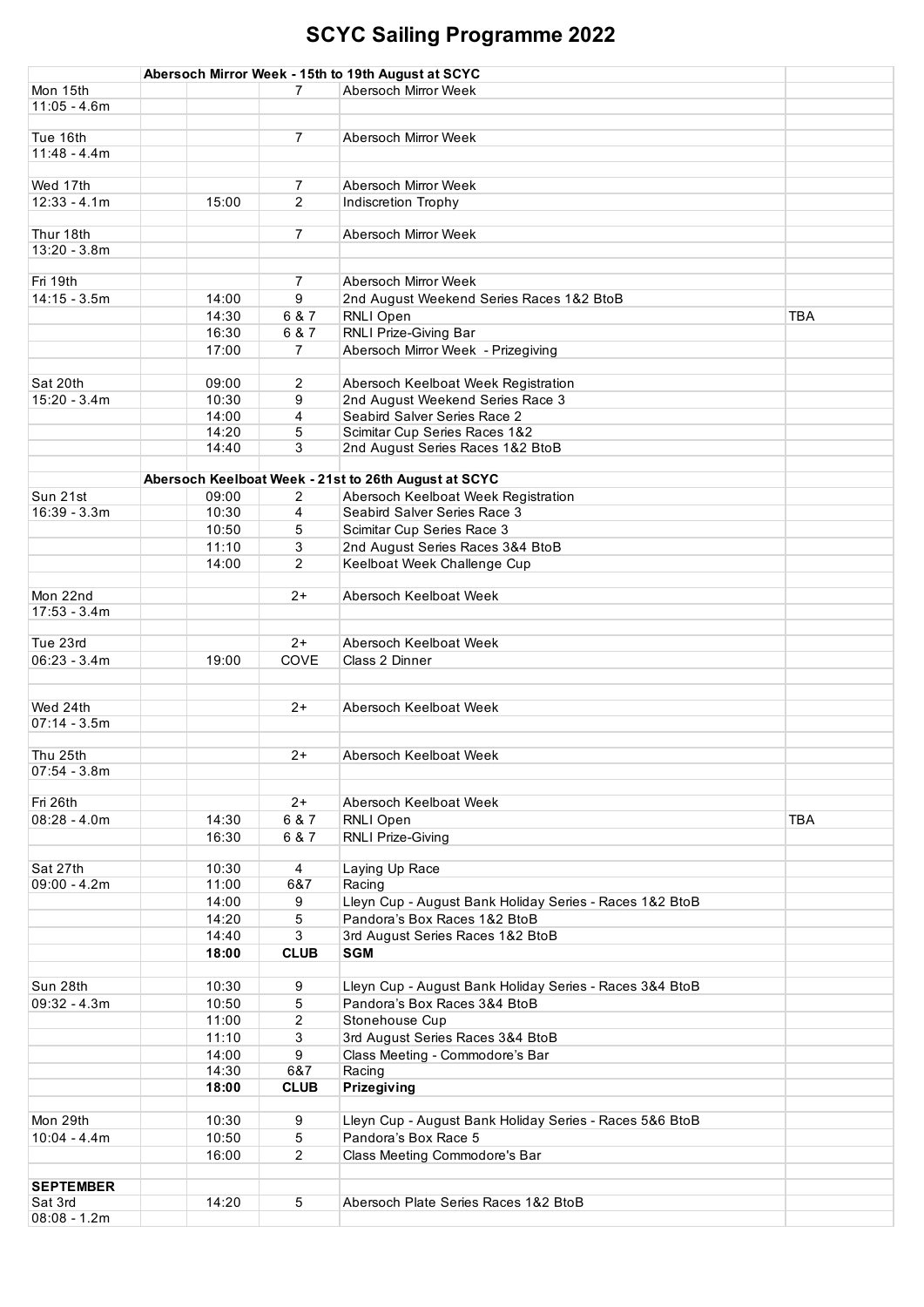# SCYC Sailing Programme 2022

| | | | | | |
|---|---|---|---|---|---|
| | **Abersoch Mirror Week - 15th to 19th August at SCYC** | | | | |
| Mon 15th | | | 7 | Abersoch Mirror Week | |
| 11:05 - 4.6m | | | | | |
| | | | | | |
| Tue 16th | | | 7 | Abersoch Mirror Week | |
| 11:48 - 4.4m | | | | | |
| | | | | | |
| Wed 17th | | | 7 | Abersoch Mirror Week | |
| 12:33 - 4.1m | | 15:00 | 2 | Indiscretion Trophy | |
| | | | | | |
| Thur 18th | | | 7 | Abersoch Mirror Week | |
| 13:20 - 3.8m | | | | | |
| | | | | | |
| Fri 19th | | | 7 | Abersoch Mirror Week | |
| 14:15 - 3.5m | | 14:00 | 9 | 2nd August Weekend Series Races 1&2 BtoB | |
| | | 14:30 | 6 & 7 | RNLI Open | TBA |
| | | 16:30 | 6 & 7 | RNLI Prize-Giving Bar | |
| | | 17:00 | 7 | Abersoch Mirror Week - Prizegiving | |
| | | | | | |
| Sat 20th | | 09:00 | 2 | Abersoch Keelboat Week Registration | |
| 15:20 - 3.4m | | 10:30 | 9 | 2nd August Weekend Series Race 3 | |
| | | 14:00 | 4 | Seabird Salver Series Race 2 | |
| | | 14:20 | 5 | Scimitar Cup Series Races 1&2 | |
| | | 14:40 | 3 | 2nd August Series Races 1&2 BtoB | |
| | | | | | |
| | **Abersoch Keelboat Week - 21st to 26th August at SCYC** | | | | |
| Sun 21st | | 09:00 | 2 | Abersoch Keelboat Week Registration | |
| 16:39 - 3.3m | | 10:30 | 4 | Seabird Salver Series Race 3 | |
| | | 10:50 | 5 | Scimitar Cup Series Race 3 | |
| | | 11:10 | 3 | 2nd August Series Races 3&4 BtoB | |
| | | 14:00 | 2 | Keelboat Week Challenge Cup | |
| | | | | | |
| Mon 22nd | | | 2+ | Abersoch Keelboat Week | |
| 17:53 - 3.4m | | | | | |
| | | | | | |
| Tue 23rd | | | 2+ | Abersoch Keelboat Week | |
| 06:23 - 3.4m | | 19:00 | COVE | Class 2 Dinner | |
| | | | | | |
| | | | | | |
| Wed 24th | | | 2+ | Abersoch Keelboat Week | |
| 07:14 - 3.5m | | | | | |
| | | | | | |
| Thu 25th | | | 2+ | Abersoch Keelboat Week | |
| 07:54 - 3.8m | | | | | |
| | | | | | |
| Fri 26th | | | 2+ | Abersoch Keelboat Week | |
| 08:28 - 4.0m | | 14:30 | 6 & 7 | RNLI Open | TBA |
| | | 16:30 | 6 & 7 | RNLI Prize-Giving | |
| | | | | | |
| Sat 27th | | 10:30 | 4 | Laying Up Race | |
| 09:00 - 4.2m | | 11:00 | 6&7 | Racing | |
| | | 14:00 | 9 | Lleyn Cup - August Bank Holiday Series - Races 1&2 BtoB | |
| | | 14:20 | 5 | Pandora's Box Races 1&2 BtoB | |
| | | 14:40 | 3 | 3rd August Series Races 1&2 BtoB | |
| | | **18:00** | **CLUB** | **SGM** | |
| | | | | | |
| Sun 28th | | 10:30 | 9 | Lleyn Cup - August Bank Holiday Series - Races 3&4 BtoB | |
| 09:32 - 4.3m | | 10:50 | 5 | Pandora's Box Races 3&4 BtoB | |
| | | 11:00 | 2 | Stonehouse Cup | |
| | | 11:10 | 3 | 3rd August Series Races 3&4 BtoB | |
| | | 14:00 | 9 | Class Meeting - Commodore's Bar | |
| | | 14:30 | 6&7 | Racing | |
| | | **18:00** | **CLUB** | **Prizegiving** | |
| | | | | | |
| Mon 29th | | 10:30 | 9 | Lleyn Cup - August Bank Holiday Series - Races 5&6 BtoB | |
| 10:04 - 4.4m | | 10:50 | 5 | Pandora's Box Race 5 | |
| | | 16:00 | 2 | Class Meeting Commodore's Bar | |
| | | | | | |
| **SEPTEMBER** | | | | | |
| Sat 3rd | | 14:20 | 5 | Abersoch Plate Series Races 1&2 BtoB | |
| 08:08 - 1.2m | | | | | |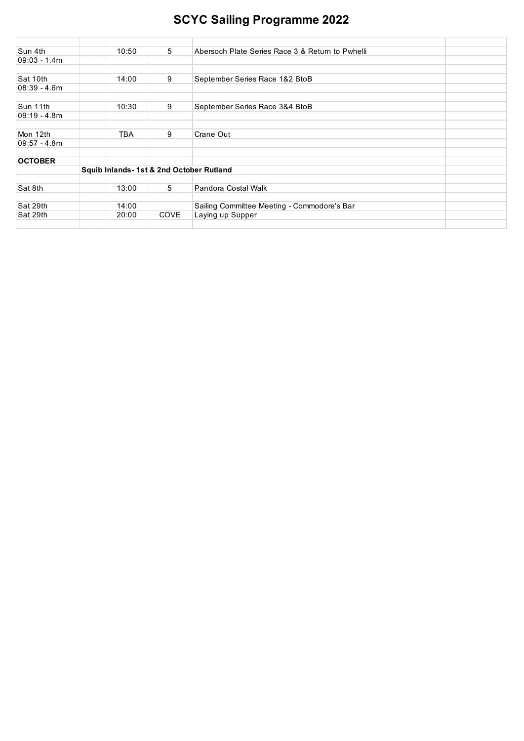# SCYC Sailing Programme 2022

| | | | | | |
|---|---|---|---|---|---|
| | | | | | |
| Sun 4th | | 10:50 | 5 | Abersoch Plate Series Race 3 & Return to Pwhelli | |
| 09:03 - 1.4m | | | | | |
| | | | | | |
| Sat 10th | | 14:00 | 9 | September Series Race 1&2 BtoB | |
| 08:39 - 4.6m | | | | | |
| | | | | | |
| Sun 11th | | 10:30 | 9 | September Series Race 3&4 BtoB | |
| 09:19 - 4.8m | | | | | |
| | | | | | |
| Mon 12th | | TBA | 9 | Crane Out | |
| 09:57 - 4.8m | | | | | |
| | | | | | |
| **OCTOBER** | | | | | |
| | **Squib Inlands- 1st & 2nd October Rutland** | | | | |
| | | | | | |
| Sat 8th | | 13:00 | 5 | Pandora Costal Walk | |
| | | | | | |
| Sat 29th | | 14:00 | | Sailing Committee Meeting - Commodore's Bar | |
| Sat 29th | | 20:00 | COVE | Laying up Supper | |
| | | | | | |